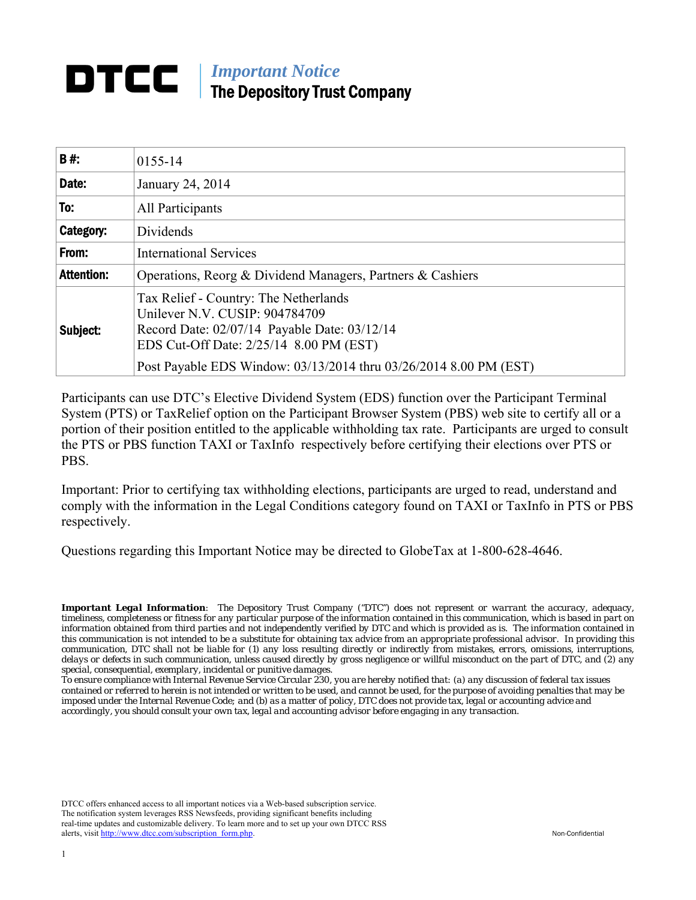# DTCC

## *Important Notice*
## The Depository Trust Company

| | |
|---|---|
| **B #:** | 0155-14 |
| **Date:** | January 24, 2014 |
| **To:** | All Participants |
| **Category:** | Dividends |
| **From:** | International Services |
| **Attention:** | Operations, Reorg & Dividend Managers, Partners & Cashiers |
| **Subject:** | Tax Relief - Country: The Netherlands<br>Unilever N.V. CUSIP: 904784709<br>Record Date: 02/07/14 Payable Date: 03/12/14<br>EDS Cut-Off Date: 2/25/14 8.00 PM (EST)<br>Post Payable EDS Window: 03/13/2014 thru 03/26/2014 8.00 PM (EST) |

Participants can use DTC's Elective Dividend System (EDS) function over the Participant Terminal System (PTS) or TaxRelief option on the Participant Browser System (PBS) web site to certify all or a portion of their position entitled to the applicable withholding tax rate. Participants are urged to consult the PTS or PBS function TAXI or TaxInfo respectively before certifying their elections over PTS or PBS.

Important: Prior to certifying tax withholding elections, participants are urged to read, understand and comply with the information in the Legal Conditions category found on TAXI or TaxInfo in PTS or PBS respectively.

Questions regarding this Important Notice may be directed to GlobeTax at 1-800-628-4646.

***Important Legal Information***: *The Depository Trust Company ("DTC") does not represent or warrant the accuracy, adequacy, timeliness, completeness or fitness for any particular purpose of the information contained in this communication, which is based in part on information obtained from third parties and not independently verified by DTC and which is provided as is. The information contained in this communication is not intended to be a substitute for obtaining tax advice from an appropriate professional advisor. In providing this communication, DTC shall not be liable for (1) any loss resulting directly or indirectly from mistakes, errors, omissions, interruptions, delays or defects in such communication, unless caused directly by gross negligence or willful misconduct on the part of DTC, and (2) any special, consequential, exemplary, incidental or punitive damages.*
*To ensure compliance with Internal Revenue Service Circular 230, you are hereby notified that: (a) any discussion of federal tax issues contained or referred to herein is not intended or written to be used, and cannot be used, for the purpose of avoiding penalties that may be imposed under the Internal Revenue Code; and (b) as a matter of policy, DTC does not provide tax, legal or accounting advice and accordingly, you should consult your own tax, legal and accounting advisor before engaging in any transaction.*

DTCC offers enhanced access to all important notices via a Web-based subscription service. The notification system leverages RSS Newsfeeds, providing significant benefits including real-time updates and customizable delivery. To learn more and to set up your own DTCC RSS alerts, visit http://www.dtcc.com/subscription_form.php.

Non-Confidential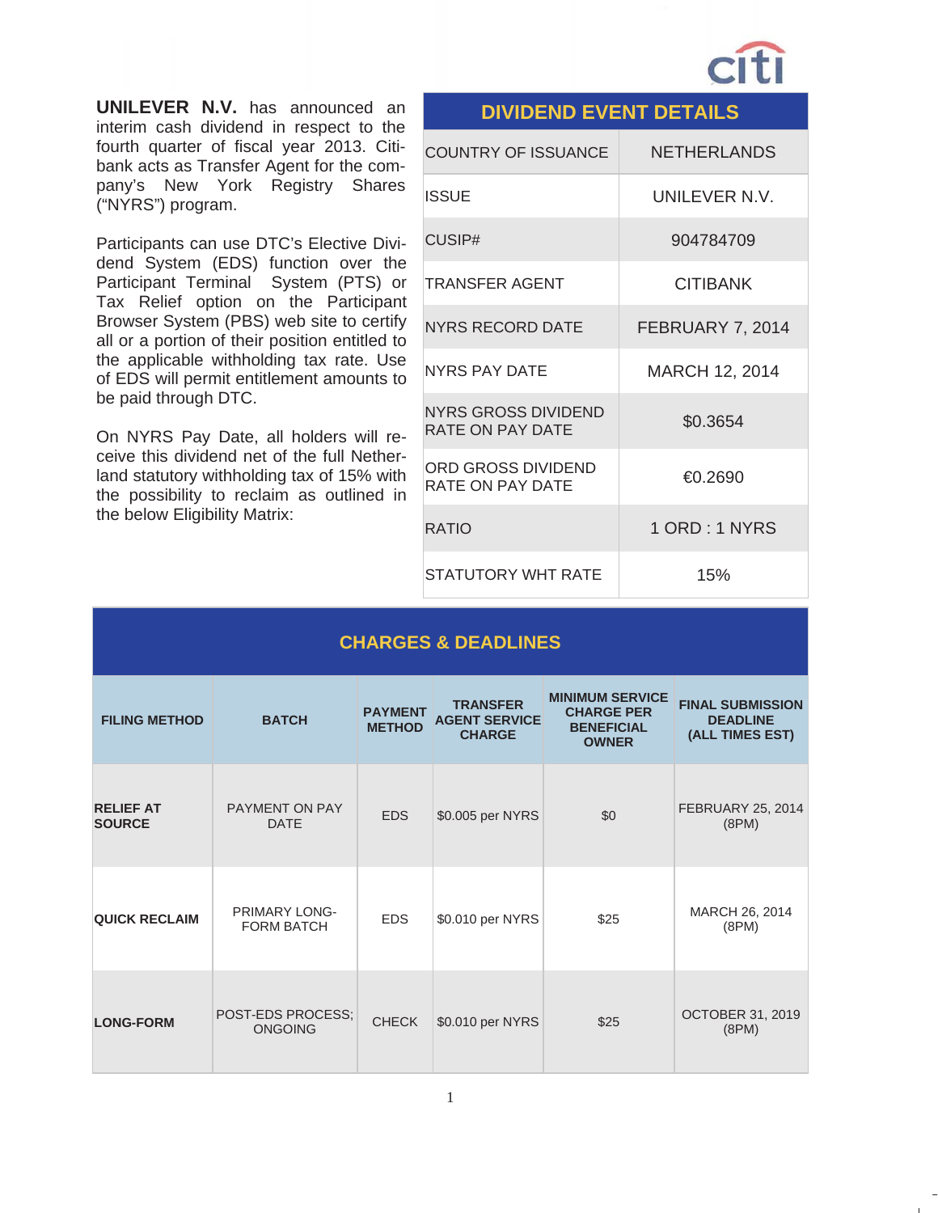**UNILEVER N.V.** has announced an interim cash dividend in respect to the fourth quarter of fiscal year 2013. Citibank acts as Transfer Agent for the company's New York Registry Shares ("NYRS") program.

Participants can use DTC's Elective Dividend System (EDS) function over the Participant Terminal System (PTS) or Tax Relief option on the Participant Browser System (PBS) web site to certify all or a portion of their position entitled to the applicable withholding tax rate. Use of EDS will permit entitlement amounts to be paid through DTC.

On NYRS Pay Date, all holders will receive this dividend net of the full Netherland statutory withholding tax of 15% with the possibility to reclaim as outlined in the below Eligibility Matrix:

| DIVIDEND EVENT DETAILS | |
|---|---|
| COUNTRY OF ISSUANCE | NETHERLANDS |
| ISSUE | UNILEVER N.V. |
| CUSIP# | 904784709 |
| TRANSFER AGENT | CITIBANK |
| NYRS RECORD DATE | FEBRUARY 7, 2014 |
| NYRS PAY DATE | MARCH 12, 2014 |
| NYRS GROSS DIVIDEND RATE ON PAY DATE | $0.3654 |
| ORD GROSS DIVIDEND RATE ON PAY DATE | €0.2690 |
| RATIO | 1 ORD : 1 NYRS |
| STATUTORY WHT RATE | 15% |

## CHARGES & DEADLINES

| FILING METHOD | BATCH | PAYMENT METHOD | TRANSFER AGENT SERVICE CHARGE | MINIMUM SERVICE CHARGE PER BENEFICIAL OWNER | FINAL SUBMISSION DEADLINE (ALL TIMES EST) |
|---|---|---|---|---|---|
| **RELIEF AT SOURCE** | PAYMENT ON PAY DATE | EDS | $0.005 per NYRS | $0 | FEBRUARY 25, 2014 (8PM) |
| **QUICK RECLAIM** | PRIMARY LONG-FORM BATCH | EDS | $0.010 per NYRS | $25 | MARCH 26, 2014 (8PM) |
| **LONG-FORM** | POST-EDS PROCESS; ONGOING | CHECK | $0.010 per NYRS | $25 | OCTOBER 31, 2019 (8PM) |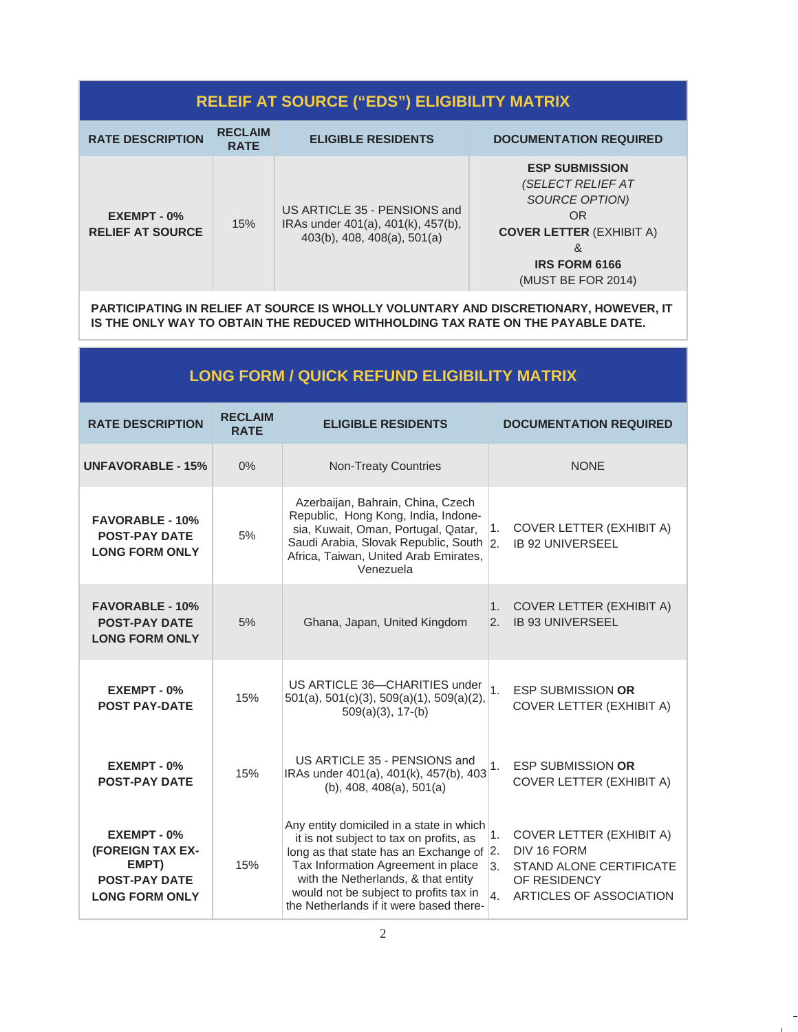## RELEIF AT SOURCE (“EDS”) ELIGIBILITY MATRIX

| RATE DESCRIPTION | RECLAIM RATE | ELIGIBLE RESIDENTS | DOCUMENTATION REQUIRED |
|---|---|---|---|
| **EXEMPT - 0% RELIEF AT SOURCE** | 15% | US ARTICLE 35 - PENSIONS and IRAs under 401(a), 401(k), 457(b), 403(b), 408, 408(a), 501(a) | **ESP SUBMISSION** *(SELECT RELIEF AT SOURCE OPTION)* OR **COVER LETTER** (EXHIBIT A) & **IRS FORM 6166** (MUST BE FOR 2014) |

**PARTICIPATING IN RELIEF AT SOURCE IS WHOLLY VOLUNTARY AND DISCRETIONARY, HOWEVER, IT IS THE ONLY WAY TO OBTAIN THE REDUCED WITHHOLDING TAX RATE ON THE PAYABLE DATE.**

## LONG FORM / QUICK REFUND ELIGIBILITY MATRIX

| RATE DESCRIPTION | RECLAIM RATE | ELIGIBLE RESIDENTS | DOCUMENTATION REQUIRED |
|---|---|---|---|
| **UNFAVORABLE - 15%** | 0% | Non-Treaty Countries | NONE |
| **FAVORABLE - 10% POST-PAY DATE LONG FORM ONLY** | 5% | Azerbaijan, Bahrain, China, Czech Republic, Hong Kong, India, Indonesia, Kuwait, Oman, Portugal, Qatar, Saudi Arabia, Slovak Republic, South Africa, Taiwan, United Arab Emirates, Venezuela | 1. COVER LETTER (EXHIBIT A) 2. IB 92 UNIVERSEEL |
| **FAVORABLE - 10% POST-PAY DATE LONG FORM ONLY** | 5% | Ghana, Japan, United Kingdom | 1. COVER LETTER (EXHIBIT A) 2. IB 93 UNIVERSEEL |
| **EXEMPT - 0% POST PAY-DATE** | 15% | US ARTICLE 36—CHARITIES under 501(a), 501(c)(3), 509(a)(1), 509(a)(2), 509(a)(3), 17-(b) | 1. ESP SUBMISSION **OR** COVER LETTER (EXHIBIT A) |
| **EXEMPT - 0% POST-PAY DATE** | 15% | US ARTICLE 35 - PENSIONS and IRAs under 401(a), 401(k), 457(b), 403 (b), 408, 408(a), 501(a) | 1. ESP SUBMISSION **OR** COVER LETTER (EXHIBIT A) |
| **EXEMPT - 0% (FOREIGN TAX EXEMPT) POST-PAY DATE LONG FORM ONLY** | 15% | Any entity domiciled in a state in which it is not subject to tax on profits, as long as that state has an Exchange of Tax Information Agreement in place with the Netherlands, & that entity would not be subject to profits tax in the Netherlands if it were based there- | 1. COVER LETTER (EXHIBIT A) 2. DIV 16 FORM 3. STAND ALONE CERTIFICATE OF RESIDENCY 4. ARTICLES OF ASSOCIATION |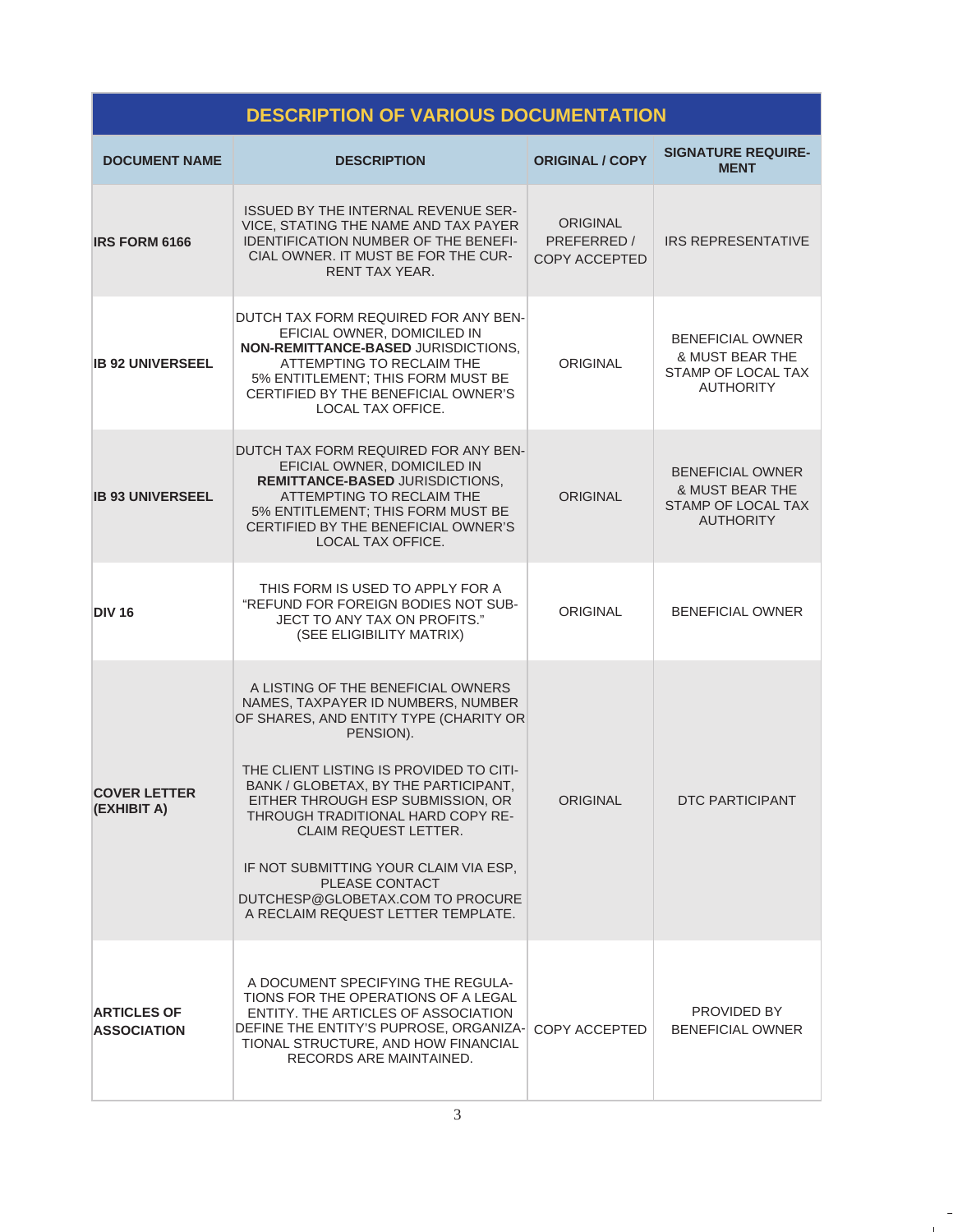| DESCRIPTION OF VARIOUS DOCUMENTATION | | | |
|---|---|---|---|
| **DOCUMENT NAME** | **DESCRIPTION** | **ORIGINAL / COPY** | **SIGNATURE REQUIREMENT** |
| **IRS FORM 6166** | ISSUED BY THE INTERNAL REVENUE SERVICE, STATING THE NAME AND TAX PAYER IDENTIFICATION NUMBER OF THE BENEFICIAL OWNER. IT MUST BE FOR THE CURRENT TAX YEAR. | ORIGINAL PREFERRED / COPY ACCEPTED | IRS REPRESENTATIVE |
| **IB 92 UNIVERSEEL** | DUTCH TAX FORM REQUIRED FOR ANY BENEFICIAL OWNER, DOMICILED IN **NON-REMITTANCE-BASED** JURISDICTIONS, ATTEMPTING TO RECLAIM THE 5% ENTITLEMENT; THIS FORM MUST BE CERTIFIED BY THE BENEFICIAL OWNER'S LOCAL TAX OFFICE. | ORIGINAL | BENEFICIAL OWNER & MUST BEAR THE STAMP OF LOCAL TAX AUTHORITY |
| **IB 93 UNIVERSEEL** | DUTCH TAX FORM REQUIRED FOR ANY BENEFICIAL OWNER, DOMICILED IN **REMITTANCE-BASED** JURISDICTIONS, ATTEMPTING TO RECLAIM THE 5% ENTITLEMENT; THIS FORM MUST BE CERTIFIED BY THE BENEFICIAL OWNER'S LOCAL TAX OFFICE. | ORIGINAL | BENEFICIAL OWNER & MUST BEAR THE STAMP OF LOCAL TAX AUTHORITY |
| **DIV 16** | THIS FORM IS USED TO APPLY FOR A "REFUND FOR FOREIGN BODIES NOT SUBJECT TO ANY TAX ON PROFITS." (SEE ELIGIBILITY MATRIX) | ORIGINAL | BENEFICIAL OWNER |
| **COVER LETTER (EXHIBIT A)** | A LISTING OF THE BENEFICIAL OWNERS NAMES, TAXPAYER ID NUMBERS, NUMBER OF SHARES, AND ENTITY TYPE (CHARITY OR PENSION).<br><br>THE CLIENT LISTING IS PROVIDED TO CITIBANK / GLOBETAX, BY THE PARTICIPANT, EITHER THROUGH ESP SUBMISSION, OR THROUGH TRADITIONAL HARD COPY RECLAIM REQUEST LETTER.<br><br>IF NOT SUBMITTING YOUR CLAIM VIA ESP, PLEASE CONTACT DUTCHESP@GLOBETAX.COM TO PROCURE A RECLAIM REQUEST LETTER TEMPLATE. | ORIGINAL | DTC PARTICIPANT |
| **ARTICLES OF ASSOCIATION** | A DOCUMENT SPECIFYING THE REGULATIONS FOR THE OPERATIONS OF A LEGAL ENTITY. THE ARTICLES OF ASSOCIATION DEFINE THE ENTITY'S PUPROSE, ORGANIZATIONAL STRUCTURE, AND HOW FINANCIAL RECORDS ARE MAINTAINED. | COPY ACCEPTED | PROVIDED BY BENEFICIAL OWNER |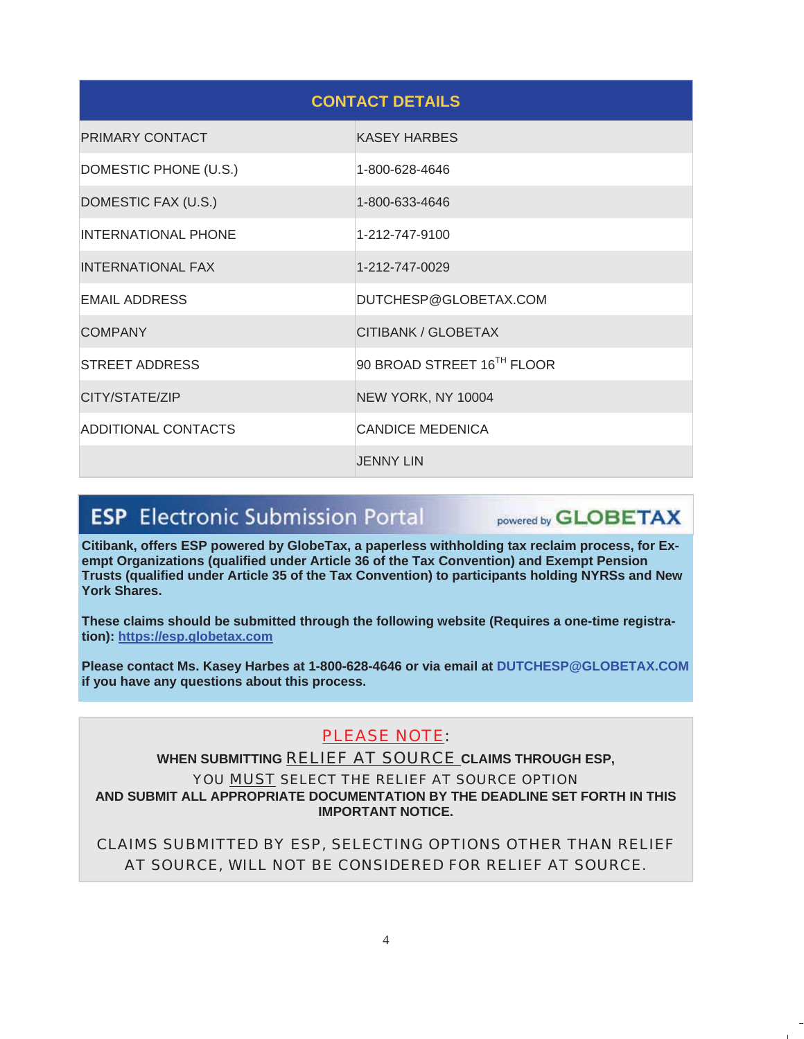| CONTACT DETAILS | |
|---|---|
| PRIMARY CONTACT | KASEY HARBES |
| DOMESTIC PHONE (U.S.) | 1-800-628-4646 |
| DOMESTIC FAX (U.S.) | 1-800-633-4646 |
| INTERNATIONAL PHONE | 1-212-747-9100 |
| INTERNATIONAL FAX | 1-212-747-0029 |
| EMAIL ADDRESS | DUTCHESP@GLOBETAX.COM |
| COMPANY | CITIBANK / GLOBETAX |
| STREET ADDRESS | 90 BROAD STREET 16TH FLOOR |
| CITY/STATE/ZIP | NEW YORK, NY 10004 |
| ADDITIONAL CONTACTS | CANDICE MEDENICA |
| | JENNY LIN |

## ESP Electronic Submission Portal

powered by GLOBETAX

**Citibank, offers ESP powered by GlobeTax, a paperless withholding tax reclaim process, for Exempt Organizations (qualified under Article 36 of the Tax Convention) and Exempt Pension Trusts (qualified under Article 35 of the Tax Convention) to participants holding NYRSs and New York Shares.**

**These claims should be submitted through the following website (Requires a one-time registration): https://esp.globetax.com**

**Please contact Ms. Kasey Harbes at 1-800-628-4646 or via email at DUTCHESP@GLOBETAX.COM if you have any questions about this process.**

PLEASE NOTE:

**WHEN SUBMITTING RELIEF AT SOURCE CLAIMS THROUGH ESP,**

YOU MUST SELECT THE RELIEF AT SOURCE OPTION

**AND SUBMIT ALL APPROPRIATE DOCUMENTATION BY THE DEADLINE SET FORTH IN THIS IMPORTANT NOTICE.**

CLAIMS SUBMITTED BY ESP, SELECTING OPTIONS OTHER THAN RELIEF AT SOURCE, WILL NOT BE CONSIDERED FOR RELIEF AT SOURCE.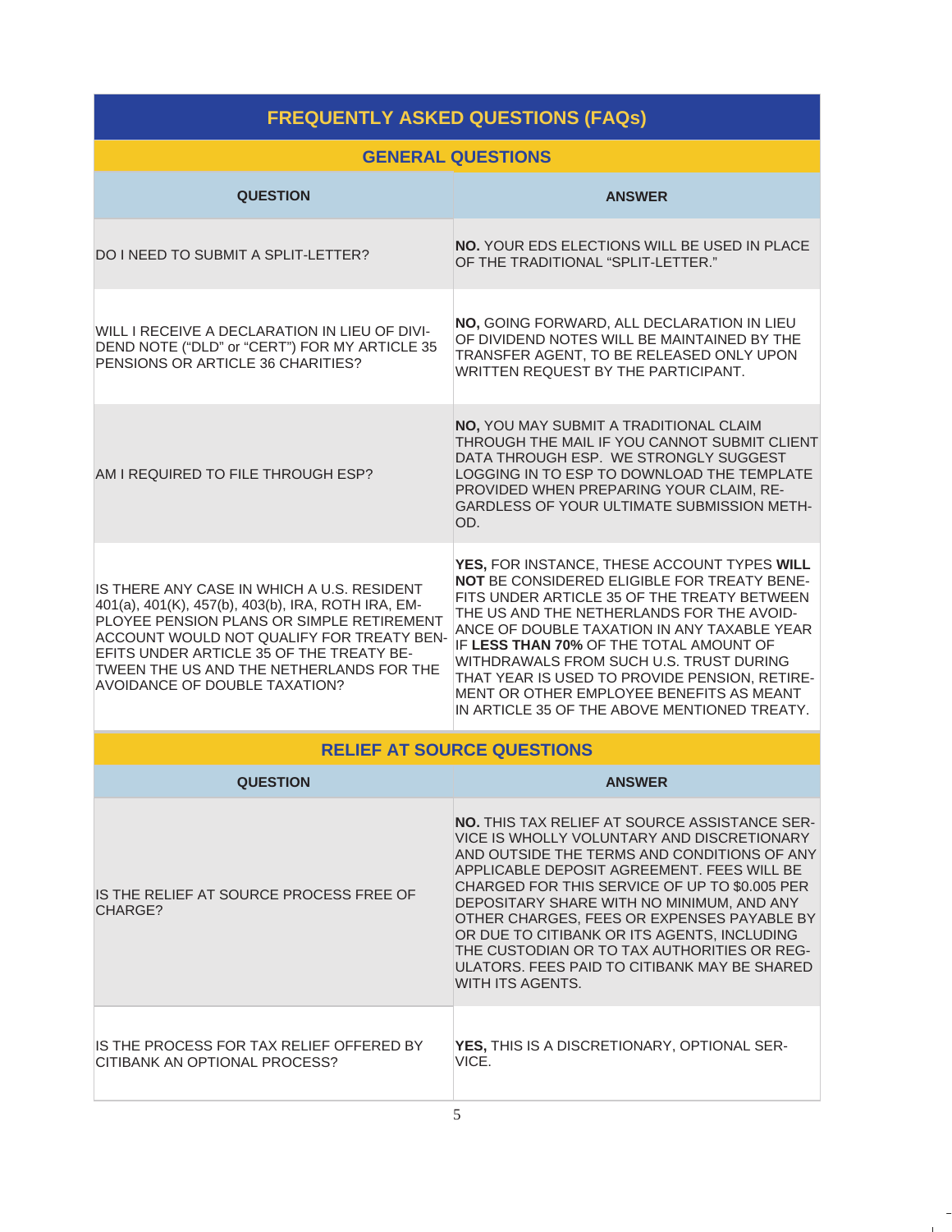# FREQUENTLY ASKED QUESTIONS (FAQs)

## GENERAL QUESTIONS

| QUESTION | ANSWER |
|---|---|
| DO I NEED TO SUBMIT A SPLIT-LETTER? | **NO.** YOUR EDS ELECTIONS WILL BE USED IN PLACE OF THE TRADITIONAL "SPLIT-LETTER." |
| WILL I RECEIVE A DECLARATION IN LIEU OF DIVIDEND NOTE ("DLD" or "CERT") FOR MY ARTICLE 35 PENSIONS OR ARTICLE 36 CHARITIES? | **NO,** GOING FORWARD, ALL DECLARATION IN LIEU OF DIVIDEND NOTES WILL BE MAINTAINED BY THE TRANSFER AGENT, TO BE RELEASED ONLY UPON WRITTEN REQUEST BY THE PARTICIPANT. |
| AM I REQUIRED TO FILE THROUGH ESP? | **NO,** YOU MAY SUBMIT A TRADITIONAL CLAIM THROUGH THE MAIL IF YOU CANNOT SUBMIT CLIENT DATA THROUGH ESP. WE STRONGLY SUGGEST LOGGING IN TO ESP TO DOWNLOAD THE TEMPLATE PROVIDED WHEN PREPARING YOUR CLAIM, REGARDLESS OF YOUR ULTIMATE SUBMISSION METHOD. |
| IS THERE ANY CASE IN WHICH A U.S. RESIDENT 401(a), 401(K), 457(b), 403(b), IRA, ROTH IRA, EMPLOYEE PENSION PLANS OR SIMPLE RETIREMENT ACCOUNT WOULD NOT QUALIFY FOR TREATY BENEFITS UNDER ARTICLE 35 OF THE TREATY BETWEEN THE US AND THE NETHERLANDS FOR THE AVOIDANCE OF DOUBLE TAXATION? | **YES,** FOR INSTANCE, THESE ACCOUNT TYPES **WILL NOT** BE CONSIDERED ELIGIBLE FOR TREATY BENEFITS UNDER ARTICLE 35 OF THE TREATY BETWEEN THE US AND THE NETHERLANDS FOR THE AVOIDANCE OF DOUBLE TAXATION IN ANY TAXABLE YEAR IF **LESS THAN 70%** OF THE TOTAL AMOUNT OF WITHDRAWALS FROM SUCH U.S. TRUST DURING THAT YEAR IS USED TO PROVIDE PENSION, RETIREMENT OR OTHER EMPLOYEE BENEFITS AS MEANT IN ARTICLE 35 OF THE ABOVE MENTIONED TREATY. |

## RELIEF AT SOURCE QUESTIONS

| QUESTION | ANSWER |
|---|---|
| IS THE RELIEF AT SOURCE PROCESS FREE OF CHARGE? | **NO.** THIS TAX RELIEF AT SOURCE ASSISTANCE SERVICE IS WHOLLY VOLUNTARY AND DISCRETIONARY AND OUTSIDE THE TERMS AND CONDITIONS OF ANY APPLICABLE DEPOSIT AGREEMENT. FEES WILL BE CHARGED FOR THIS SERVICE OF UP TO $0.005 PER DEPOSITARY SHARE WITH NO MINIMUM, AND ANY OTHER CHARGES, FEES OR EXPENSES PAYABLE BY OR DUE TO CITIBANK OR ITS AGENTS, INCLUDING THE CUSTODIAN OR TO TAX AUTHORITIES OR REGULATORS. FEES PAID TO CITIBANK MAY BE SHARED WITH ITS AGENTS. |
| IS THE PROCESS FOR TAX RELIEF OFFERED BY CITIBANK AN OPTIONAL PROCESS? | **YES,** THIS IS A DISCRETIONARY, OPTIONAL SERVICE. |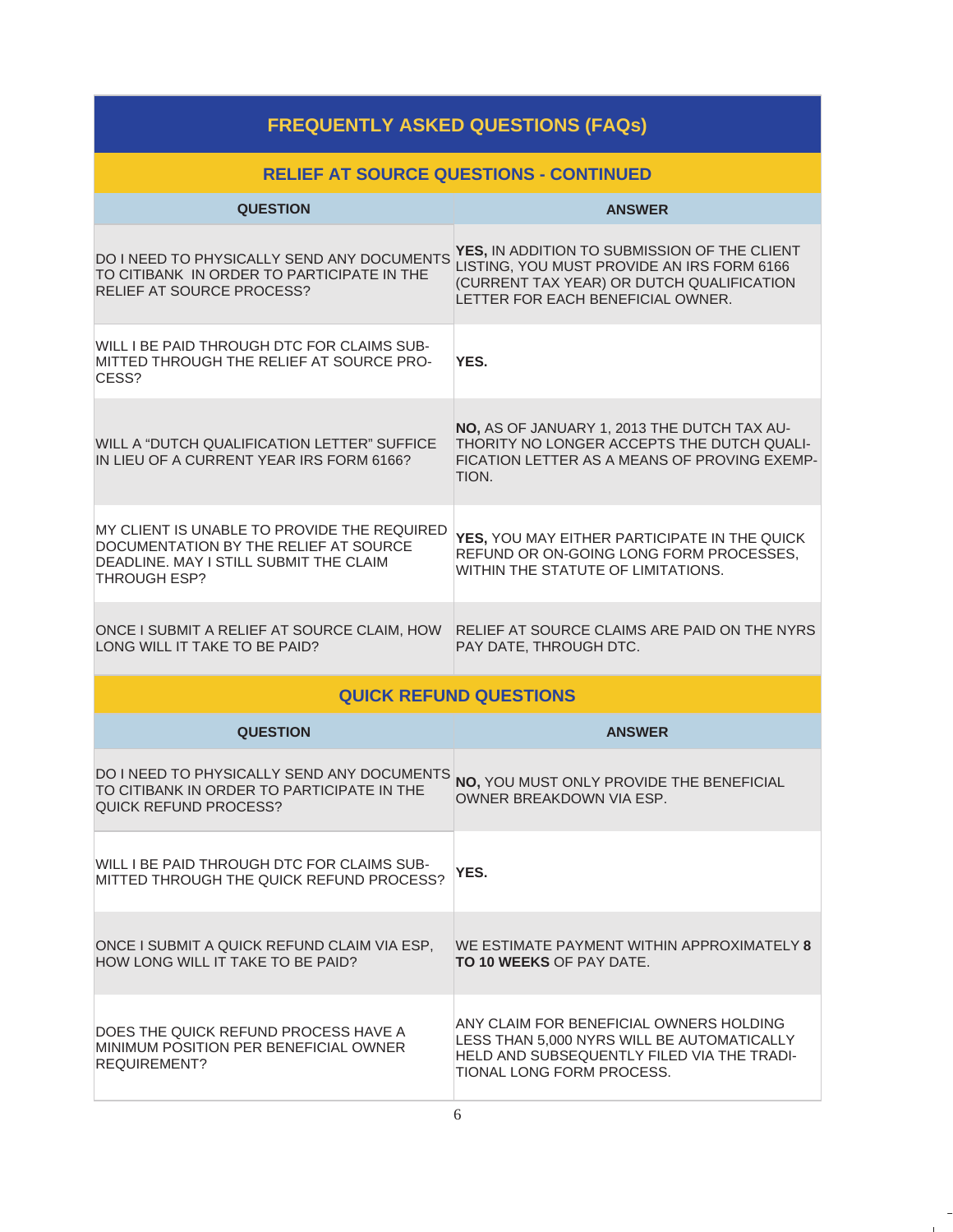# FREQUENTLY ASKED QUESTIONS (FAQs)

## RELIEF AT SOURCE QUESTIONS - CONTINUED

| QUESTION | ANSWER |
|---|---|
| DO I NEED TO PHYSICALLY SEND ANY DOCUMENTS TO CITIBANK IN ORDER TO PARTICIPATE IN THE RELIEF AT SOURCE PROCESS? | **YES,** IN ADDITION TO SUBMISSION OF THE CLIENT LISTING, YOU MUST PROVIDE AN IRS FORM 6166 (CURRENT TAX YEAR) OR DUTCH QUALIFICATION LETTER FOR EACH BENEFICIAL OWNER. |
| WILL I BE PAID THROUGH DTC FOR CLAIMS SUBMITTED THROUGH THE RELIEF AT SOURCE PROCESS? | **YES.** |
| WILL A "DUTCH QUALIFICATION LETTER" SUFFICE IN LIEU OF A CURRENT YEAR IRS FORM 6166? | **NO,** AS OF JANUARY 1, 2013 THE DUTCH TAX AUTHORITY NO LONGER ACCEPTS THE DUTCH QUALIFICATION LETTER AS A MEANS OF PROVING EXEMPTION. |
| MY CLIENT IS UNABLE TO PROVIDE THE REQUIRED DOCUMENTATION BY THE RELIEF AT SOURCE DEADLINE. MAY I STILL SUBMIT THE CLAIM THROUGH ESP? | **YES,** YOU MAY EITHER PARTICIPATE IN THE QUICK REFUND OR ON-GOING LONG FORM PROCESSES, WITHIN THE STATUTE OF LIMITATIONS. |
| ONCE I SUBMIT A RELIEF AT SOURCE CLAIM, HOW LONG WILL IT TAKE TO BE PAID? | RELIEF AT SOURCE CLAIMS ARE PAID ON THE NYRS PAY DATE, THROUGH DTC. |

## QUICK REFUND QUESTIONS

| QUESTION | ANSWER |
|---|---|
| DO I NEED TO PHYSICALLY SEND ANY DOCUMENTS TO CITIBANK IN ORDER TO PARTICIPATE IN THE QUICK REFUND PROCESS? | **NO,** YOU MUST ONLY PROVIDE THE BENEFICIAL OWNER BREAKDOWN VIA ESP. |
| WILL I BE PAID THROUGH DTC FOR CLAIMS SUBMITTED THROUGH THE QUICK REFUND PROCESS? | **YES.** |
| ONCE I SUBMIT A QUICK REFUND CLAIM VIA ESP, HOW LONG WILL IT TAKE TO BE PAID? | WE ESTIMATE PAYMENT WITHIN APPROXIMATELY **8 TO 10 WEEKS** OF PAY DATE. |
| DOES THE QUICK REFUND PROCESS HAVE A MINIMUM POSITION PER BENEFICIAL OWNER REQUIREMENT? | ANY CLAIM FOR BENEFICIAL OWNERS HOLDING LESS THAN 5,000 NYRS WILL BE AUTOMATICALLY HELD AND SUBSEQUENTLY FILED VIA THE TRADITIONAL LONG FORM PROCESS. |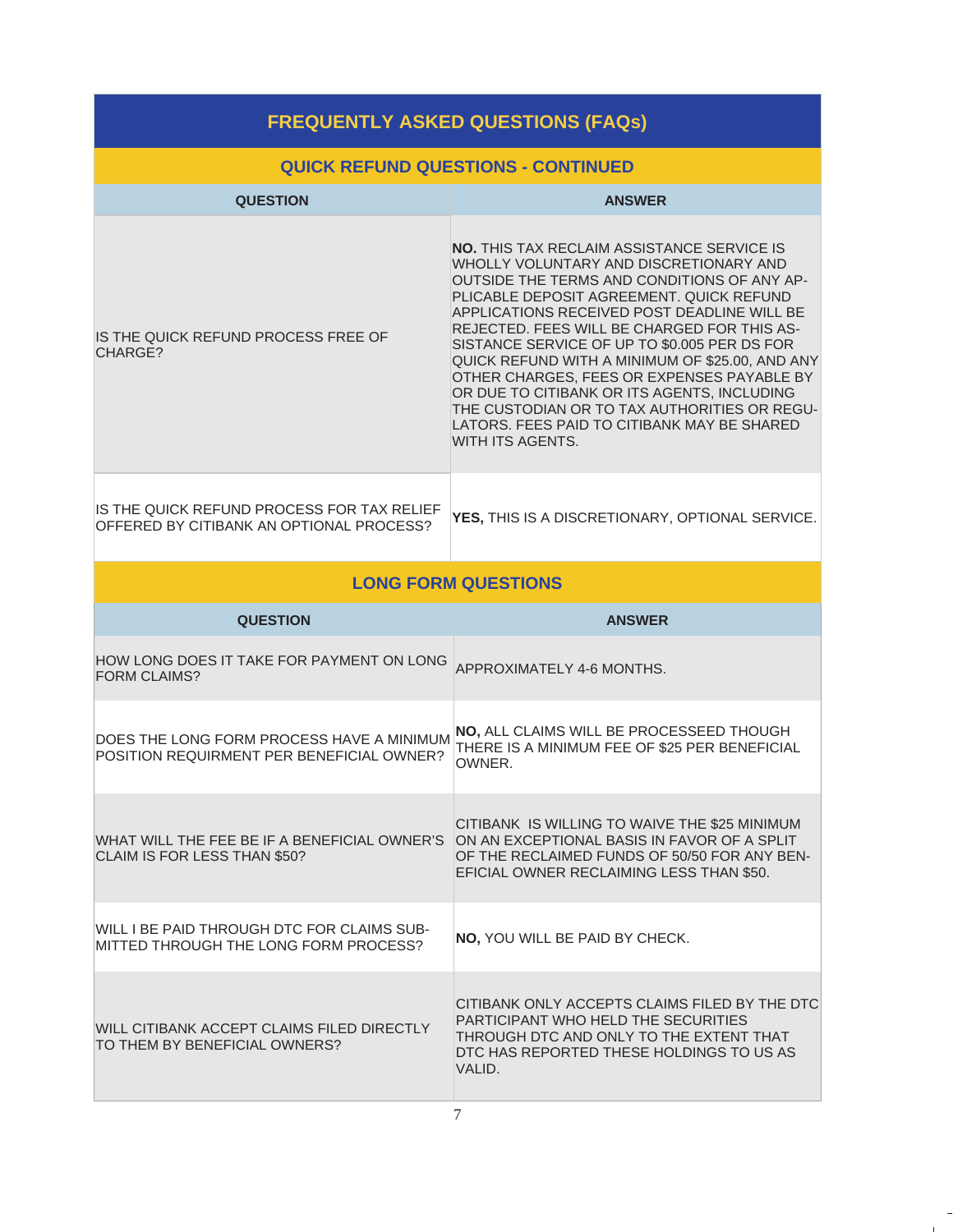## FREQUENTLY ASKED QUESTIONS (FAQs)

### QUICK REFUND QUESTIONS - CONTINUED

| QUESTION | ANSWER |
|---|---|
| IS THE QUICK REFUND PROCESS FREE OF CHARGE? | **NO.** THIS TAX RECLAIM ASSISTANCE SERVICE IS WHOLLY VOLUNTARY AND DISCRETIONARY AND OUTSIDE THE TERMS AND CONDITIONS OF ANY APPLICABLE DEPOSIT AGREEMENT. QUICK REFUND APPLICATIONS RECEIVED POST DEADLINE WILL BE REJECTED. FEES WILL BE CHARGED FOR THIS ASSISTANCE SERVICE OF UP TO $0.005 PER DS FOR QUICK REFUND WITH A MINIMUM OF $25.00, AND ANY OTHER CHARGES, FEES OR EXPENSES PAYABLE BY OR DUE TO CITIBANK OR ITS AGENTS, INCLUDING THE CUSTODIAN OR TO TAX AUTHORITIES OR REGULATORS. FEES PAID TO CITIBANK MAY BE SHARED WITH ITS AGENTS. |
| IS THE QUICK REFUND PROCESS FOR TAX RELIEF OFFERED BY CITIBANK AN OPTIONAL PROCESS? | **YES,** THIS IS A DISCRETIONARY, OPTIONAL SERVICE. |

### LONG FORM QUESTIONS

| QUESTION | ANSWER |
|---|---|
| HOW LONG DOES IT TAKE FOR PAYMENT ON LONG FORM CLAIMS? | APPROXIMATELY 4-6 MONTHS. |
| DOES THE LONG FORM PROCESS HAVE A MINIMUM POSITION REQUIRMENT PER BENEFICIAL OWNER? | **NO,** ALL CLAIMS WILL BE PROCESSEED THOUGH THERE IS A MINIMUM FEE OF $25 PER BENEFICIAL OWNER. |
| WHAT WILL THE FEE BE IF A BENEFICIAL OWNER'S CLAIM IS FOR LESS THAN $50? | CITIBANK IS WILLING TO WAIVE THE $25 MINIMUM ON AN EXCEPTIONAL BASIS IN FAVOR OF A SPLIT OF THE RECLAIMED FUNDS OF 50/50 FOR ANY BENEFICIAL OWNER RECLAIMING LESS THAN $50. |
| WILL I BE PAID THROUGH DTC FOR CLAIMS SUBMITTED THROUGH THE LONG FORM PROCESS? | **NO,** YOU WILL BE PAID BY CHECK. |
| WILL CITIBANK ACCEPT CLAIMS FILED DIRECTLY TO THEM BY BENEFICIAL OWNERS? | CITIBANK ONLY ACCEPTS CLAIMS FILED BY THE DTC PARTICIPANT WHO HELD THE SECURITIES THROUGH DTC AND ONLY TO THE EXTENT THAT DTC HAS REPORTED THESE HOLDINGS TO US AS VALID. |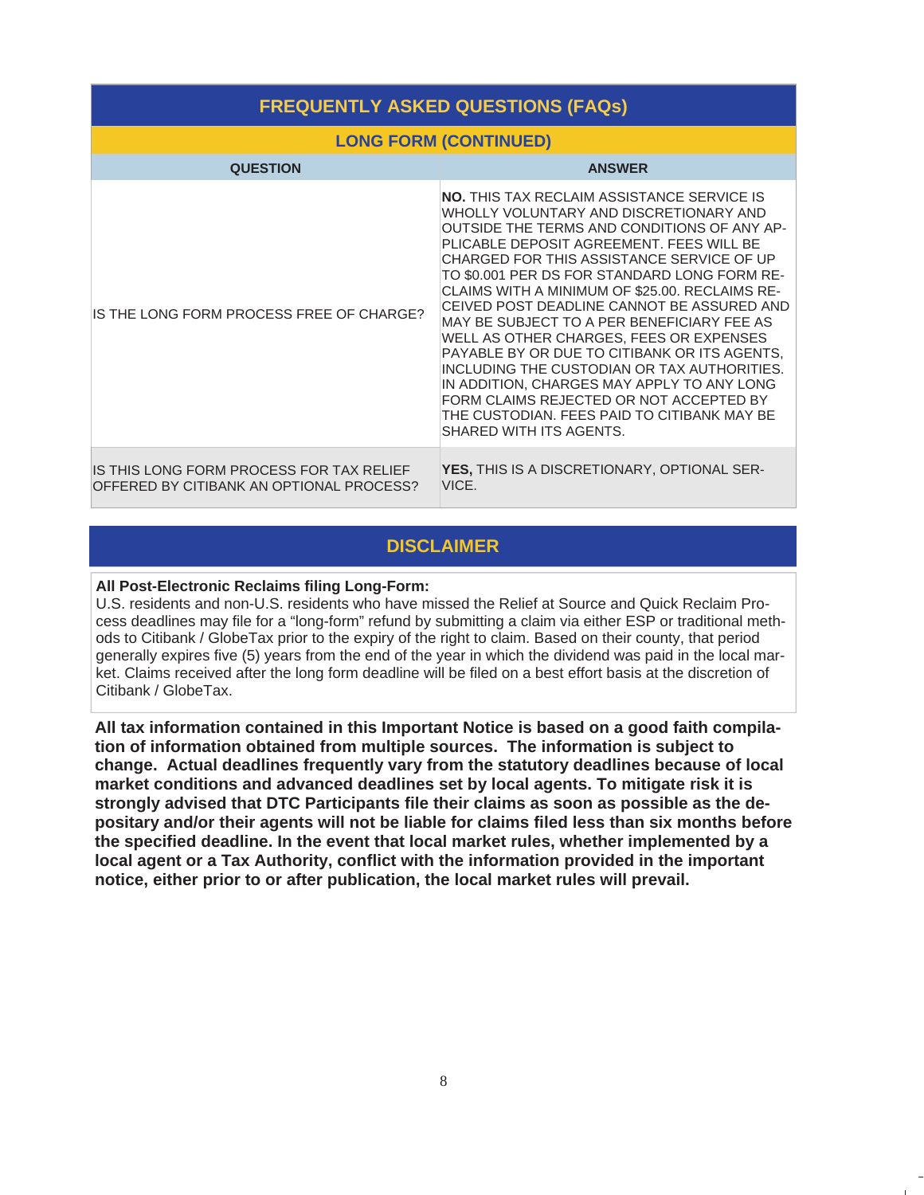## FREQUENTLY ASKED QUESTIONS (FAQs)

### LONG FORM (CONTINUED)

| QUESTION | ANSWER |
|---|---|
| IS THE LONG FORM PROCESS FREE OF CHARGE? | **NO.** THIS TAX RECLAIM ASSISTANCE SERVICE IS WHOLLY VOLUNTARY AND DISCRETIONARY AND OUTSIDE THE TERMS AND CONDITIONS OF ANY APPLICABLE DEPOSIT AGREEMENT. FEES WILL BE CHARGED FOR THIS ASSISTANCE SERVICE OF UP TO $0.001 PER DS FOR STANDARD LONG FORM RECLAIMS WITH A MINIMUM OF $25.00. RECLAIMS RECEIVED POST DEADLINE CANNOT BE ASSURED AND MAY BE SUBJECT TO A PER BENEFICIARY FEE AS WELL AS OTHER CHARGES, FEES OR EXPENSES PAYABLE BY OR DUE TO CITIBANK OR ITS AGENTS, INCLUDING THE CUSTODIAN OR TAX AUTHORITIES. IN ADDITION, CHARGES MAY APPLY TO ANY LONG FORM CLAIMS REJECTED OR NOT ACCEPTED BY THE CUSTODIAN. FEES PAID TO CITIBANK MAY BE SHARED WITH ITS AGENTS. |
| IS THIS LONG FORM PROCESS FOR TAX RELIEF OFFERED BY CITIBANK AN OPTIONAL PROCESS? | **YES,** THIS IS A DISCRETIONARY, OPTIONAL SERVICE. |

## DISCLAIMER

**All Post-Electronic Reclaims filing Long-Form:**
U.S. residents and non-U.S. residents who have missed the Relief at Source and Quick Reclaim Process deadlines may file for a "long-form" refund by submitting a claim via either ESP or traditional methods to Citibank / GlobeTax prior to the expiry of the right to claim. Based on their county, that period generally expires five (5) years from the end of the year in which the dividend was paid in the local market. Claims received after the long form deadline will be filed on a best effort basis at the discretion of Citibank / GlobeTax.

**All tax information contained in this Important Notice is based on a good faith compilation of information obtained from multiple sources. The information is subject to change. Actual deadlines frequently vary from the statutory deadlines because of local market conditions and advanced deadlines set by local agents. To mitigate risk it is strongly advised that DTC Participants file their claims as soon as possible as the depositary and/or their agents will not be liable for claims filed less than six months before the specified deadline. In the event that local market rules, whether implemented by a local agent or a Tax Authority, conflict with the information provided in the important notice, either prior to or after publication, the local market rules will prevail.**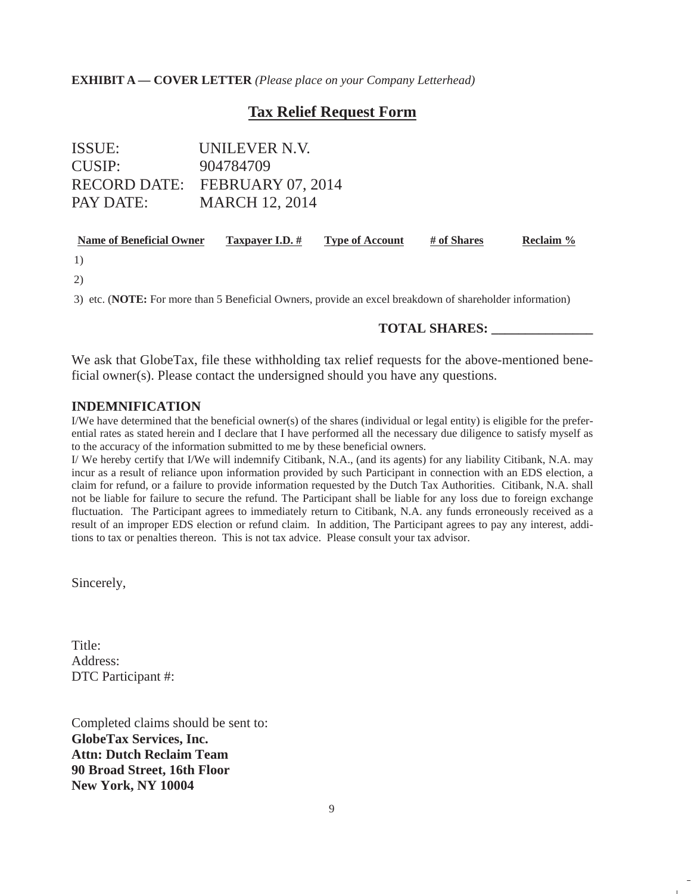**EXHIBIT A — COVER LETTER** *(Please place on your Company Letterhead)*

## Tax Relief Request Form

ISSUE: UNILEVER N.V.
CUSIP: 904784709
RECORD DATE: FEBRUARY 07, 2014
PAY DATE: MARCH 12, 2014

| Name of Beneficial Owner | Taxpayer I.D. # | Type of Account | # of Shares | Reclaim % |
|---|---|---|---|---|
| 1) | | | | |
| 2) | | | | |

3) etc. (**NOTE:** For more than 5 Beneficial Owners, provide an excel breakdown of shareholder information)

**TOTAL SHARES: _______________**

We ask that GlobeTax, file these withholding tax relief requests for the above-mentioned beneficial owner(s). Please contact the undersigned should you have any questions.

### INDEMNIFICATION

I/We have determined that the beneficial owner(s) of the shares (individual or legal entity) is eligible for the preferential rates as stated herein and I declare that I have performed all the necessary due diligence to satisfy myself as to the accuracy of the information submitted to me by these beneficial owners.

I/ We hereby certify that I/We will indemnify Citibank, N.A., (and its agents) for any liability Citibank, N.A. may incur as a result of reliance upon information provided by such Participant in connection with an EDS election, a claim for refund, or a failure to provide information requested by the Dutch Tax Authorities. Citibank, N.A. shall not be liable for failure to secure the refund. The Participant shall be liable for any loss due to foreign exchange fluctuation. The Participant agrees to immediately return to Citibank, N.A. any funds erroneously received as a result of an improper EDS election or refund claim. In addition, The Participant agrees to pay any interest, additions to tax or penalties thereon. This is not tax advice. Please consult your tax advisor.

Sincerely,

Title:
Address:
DTC Participant #:

Completed claims should be sent to:
**GlobeTax Services, Inc.**
**Attn: Dutch Reclaim Team**
**90 Broad Street, 16th Floor**
**New York, NY 10004**